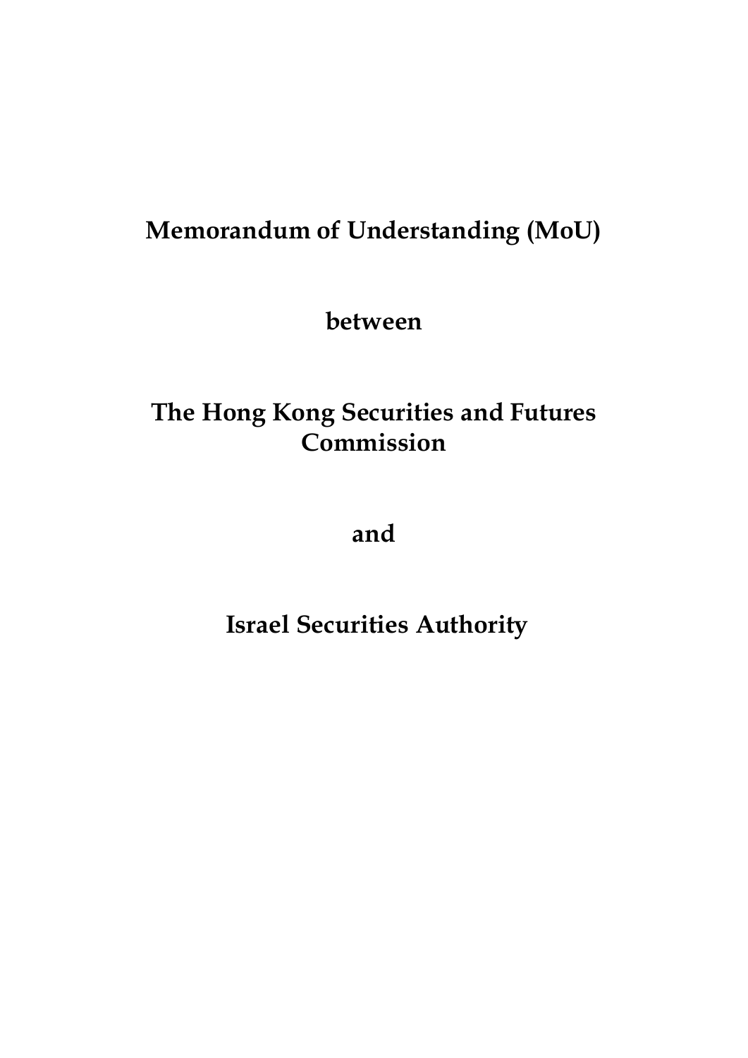# Memorandum of Understanding (MoU)

**between**

**The Hong Kong Securities and Futures Commission**

**and**

**Israel Securities Authority**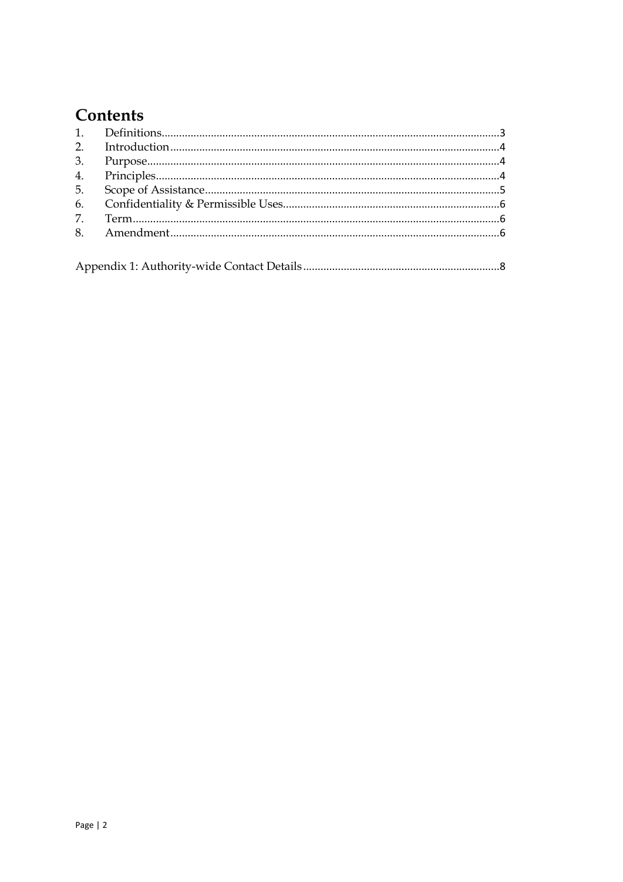# Contents

1. Definitions....................................................................................................................3
2. Introduction.................................................................................................................4
3. Purpose.........................................................................................................................4
4. Principles......................................................................................................................4
5. Scope of Assistance.....................................................................................................5
6. Confidentiality & Permissible Uses..........................................................................6
7. Term..............................................................................................................................6
8. Amendment.................................................................................................................6

Appendix 1: Authority-wide Contact Details...................................................................8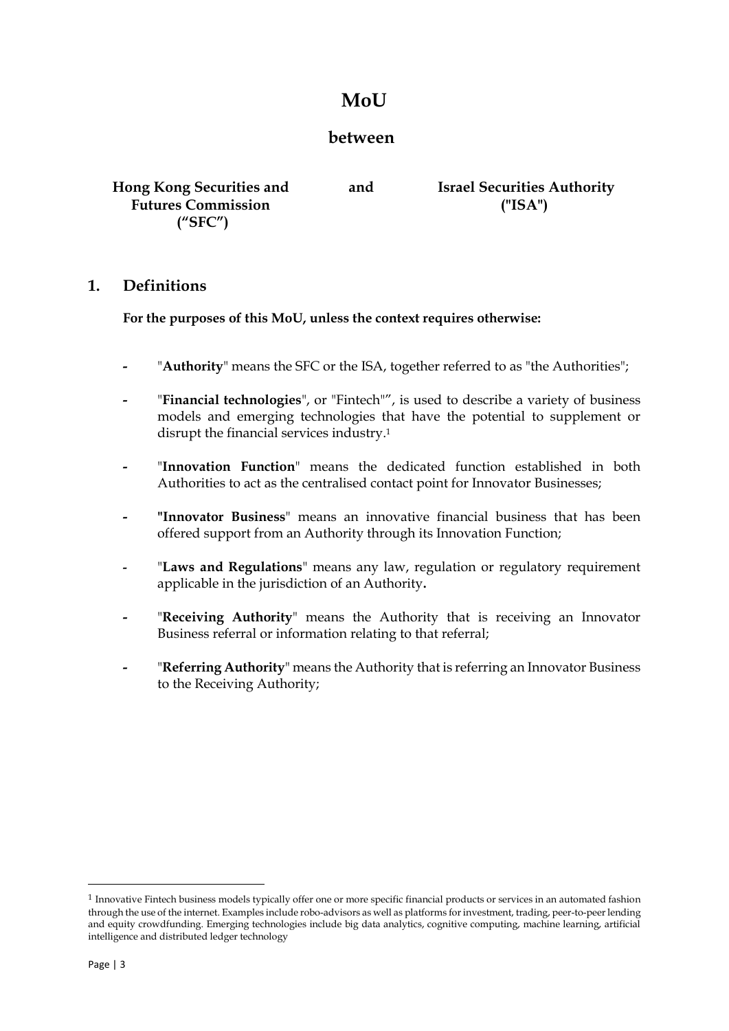# MoU

## between

**Hong Kong Securities and Futures Commission ("SFC")** **and** **Israel Securities Authority ("ISA")**

## 1. Definitions

**For the purposes of this MoU, unless the context requires otherwise:**

- "**Authority**" means the SFC or the ISA, together referred to as "the Authorities";
- "**Financial technologies**", or "Fintech"", is used to describe a variety of business models and emerging technologies that have the potential to supplement or disrupt the financial services industry.[1]
- "**Innovation Function**" means the dedicated function established in both Authorities to act as the centralised contact point for Innovator Businesses;
- **"Innovator Business**" means an innovative financial business that has been offered support from an Authority through its Innovation Function;
- "**Laws and Regulations**" means any law, regulation or regulatory requirement applicable in the jurisdiction of an Authority**.**
- "**Receiving Authority**" means the Authority that is receiving an Innovator Business referral or information relating to that referral;
- "**Referring Authority**" means the Authority that is referring an Innovator Business to the Receiving Authority;

---

[1] Innovative Fintech business models typically offer one or more specific financial products or services in an automated fashion through the use of the internet. Examples include robo-advisors as well as platforms for investment, trading, peer-to-peer lending and equity crowdfunding. Emerging technologies include big data analytics, cognitive computing, machine learning, artificial intelligence and distributed ledger technology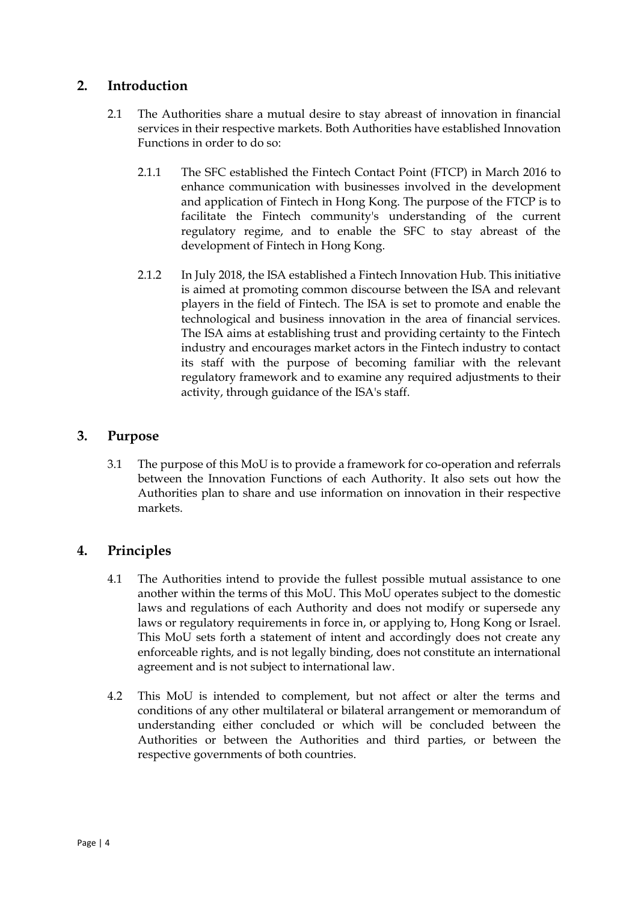## 2. Introduction

2.1 The Authorities share a mutual desire to stay abreast of innovation in financial services in their respective markets. Both Authorities have established Innovation Functions in order to do so:

2.1.1 The SFC established the Fintech Contact Point (FTCP) in March 2016 to enhance communication with businesses involved in the development and application of Fintech in Hong Kong. The purpose of the FTCP is to facilitate the Fintech community's understanding of the current regulatory regime, and to enable the SFC to stay abreast of the development of Fintech in Hong Kong.

2.1.2 In July 2018, the ISA established a Fintech Innovation Hub. This initiative is aimed at promoting common discourse between the ISA and relevant players in the field of Fintech. The ISA is set to promote and enable the technological and business innovation in the area of financial services. The ISA aims at establishing trust and providing certainty to the Fintech industry and encourages market actors in the Fintech industry to contact its staff with the purpose of becoming familiar with the relevant regulatory framework and to examine any required adjustments to their activity, through guidance of the ISA's staff.

## 3. Purpose

3.1 The purpose of this MoU is to provide a framework for co-operation and referrals between the Innovation Functions of each Authority. It also sets out how the Authorities plan to share and use information on innovation in their respective markets.

## 4. Principles

4.1 The Authorities intend to provide the fullest possible mutual assistance to one another within the terms of this MoU. This MoU operates subject to the domestic laws and regulations of each Authority and does not modify or supersede any laws or regulatory requirements in force in, or applying to, Hong Kong or Israel. This MoU sets forth a statement of intent and accordingly does not create any enforceable rights, and is not legally binding, does not constitute an international agreement and is not subject to international law.

4.2 This MoU is intended to complement, but not affect or alter the terms and conditions of any other multilateral or bilateral arrangement or memorandum of understanding either concluded or which will be concluded between the Authorities or between the Authorities and third parties, or between the respective governments of both countries.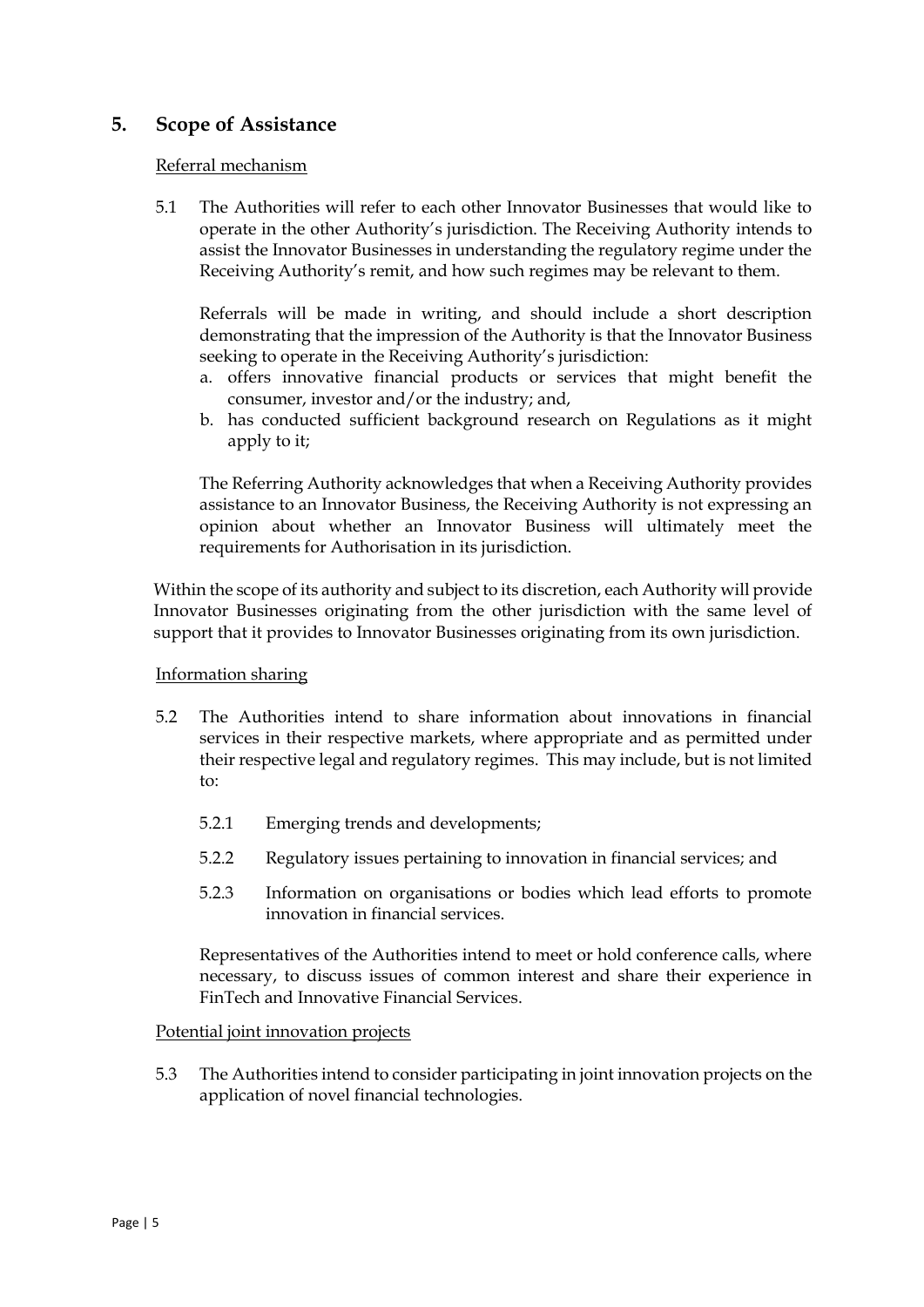## 5. Scope of Assistance

Referral mechanism

5.1 The Authorities will refer to each other Innovator Businesses that would like to operate in the other Authority's jurisdiction. The Receiving Authority intends to assist the Innovator Businesses in understanding the regulatory regime under the Receiving Authority's remit, and how such regimes may be relevant to them.

Referrals will be made in writing, and should include a short description demonstrating that the impression of the Authority is that the Innovator Business seeking to operate in the Receiving Authority's jurisdiction:

a. offers innovative financial products or services that might benefit the consumer, investor and/or the industry; and,
b. has conducted sufficient background research on Regulations as it might apply to it;

The Referring Authority acknowledges that when a Receiving Authority provides assistance to an Innovator Business, the Receiving Authority is not expressing an opinion about whether an Innovator Business will ultimately meet the requirements for Authorisation in its jurisdiction.

Within the scope of its authority and subject to its discretion, each Authority will provide Innovator Businesses originating from the other jurisdiction with the same level of support that it provides to Innovator Businesses originating from its own jurisdiction.

Information sharing

5.2 The Authorities intend to share information about innovations in financial services in their respective markets, where appropriate and as permitted under their respective legal and regulatory regimes. This may include, but is not limited to:

5.2.1 Emerging trends and developments;

5.2.2 Regulatory issues pertaining to innovation in financial services; and

5.2.3 Information on organisations or bodies which lead efforts to promote innovation in financial services.

Representatives of the Authorities intend to meet or hold conference calls, where necessary, to discuss issues of common interest and share their experience in FinTech and Innovative Financial Services.

Potential joint innovation projects

5.3 The Authorities intend to consider participating in joint innovation projects on the application of novel financial technologies.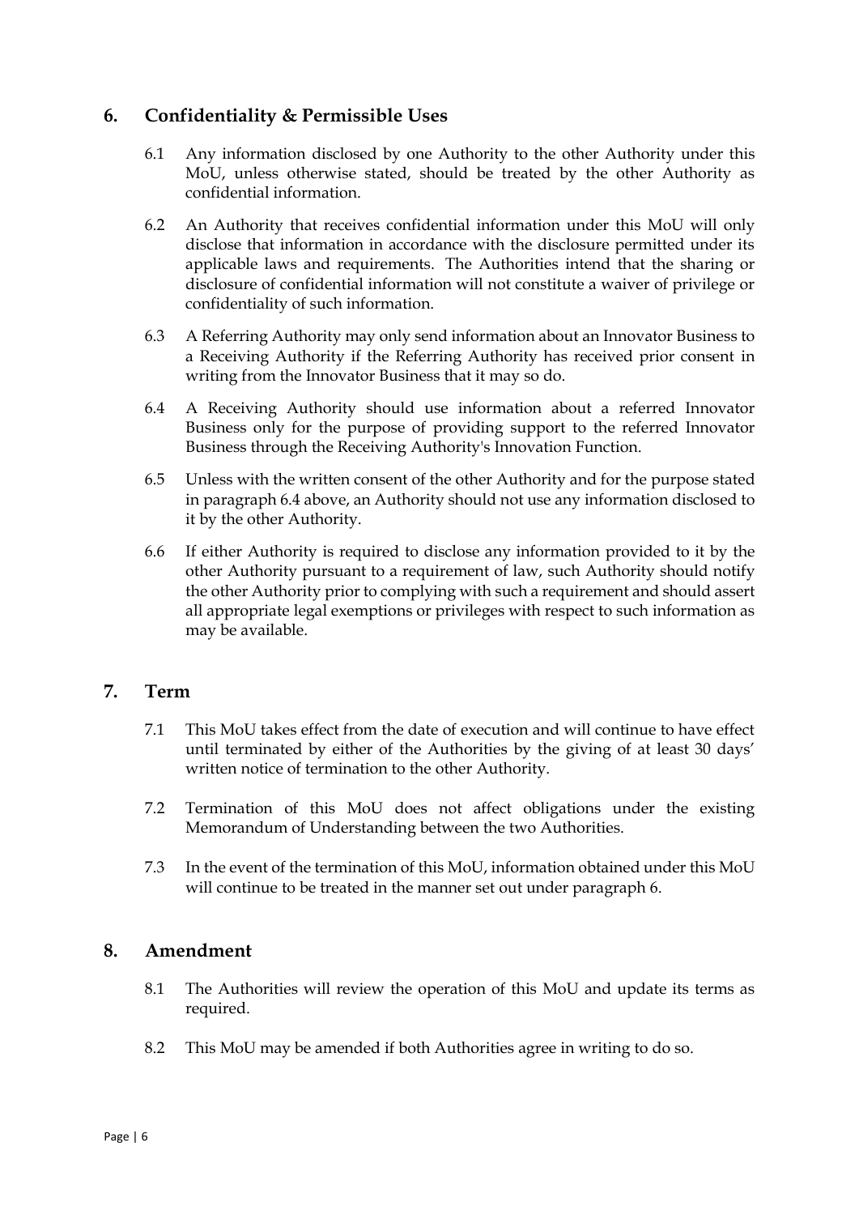## 6. Confidentiality & Permissible Uses

6.1 Any information disclosed by one Authority to the other Authority under this MoU, unless otherwise stated, should be treated by the other Authority as confidential information.

6.2 An Authority that receives confidential information under this MoU will only disclose that information in accordance with the disclosure permitted under its applicable laws and requirements. The Authorities intend that the sharing or disclosure of confidential information will not constitute a waiver of privilege or confidentiality of such information.

6.3 A Referring Authority may only send information about an Innovator Business to a Receiving Authority if the Referring Authority has received prior consent in writing from the Innovator Business that it may so do.

6.4 A Receiving Authority should use information about a referred Innovator Business only for the purpose of providing support to the referred Innovator Business through the Receiving Authority's Innovation Function.

6.5 Unless with the written consent of the other Authority and for the purpose stated in paragraph 6.4 above, an Authority should not use any information disclosed to it by the other Authority.

6.6 If either Authority is required to disclose any information provided to it by the other Authority pursuant to a requirement of law, such Authority should notify the other Authority prior to complying with such a requirement and should assert all appropriate legal exemptions or privileges with respect to such information as may be available.

## 7. Term

7.1 This MoU takes effect from the date of execution and will continue to have effect until terminated by either of the Authorities by the giving of at least 30 days' written notice of termination to the other Authority.

7.2 Termination of this MoU does not affect obligations under the existing Memorandum of Understanding between the two Authorities.

7.3 In the event of the termination of this MoU, information obtained under this MoU will continue to be treated in the manner set out under paragraph 6.

## 8. Amendment

8.1 The Authorities will review the operation of this MoU and update its terms as required.

8.2 This MoU may be amended if both Authorities agree in writing to do so.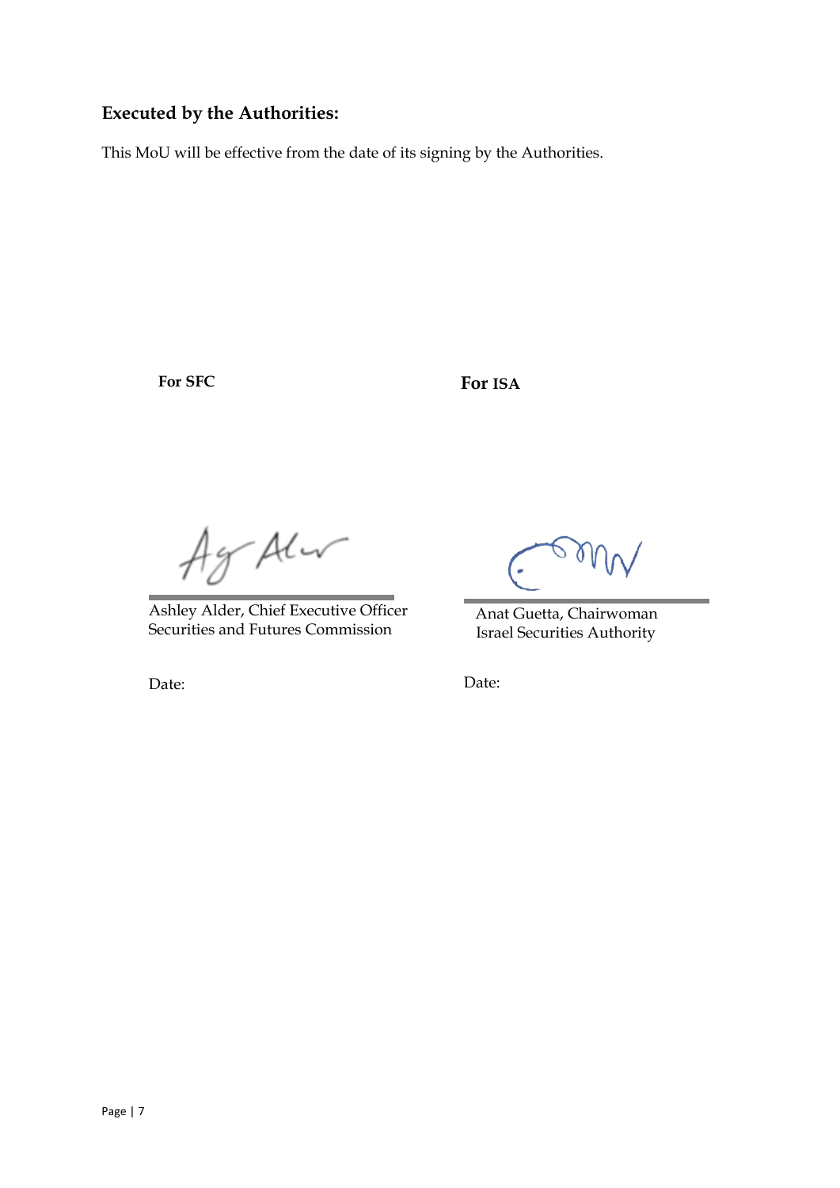**Executed by the Authorities:**

This MoU will be effective from the date of its signing by the Authorities.

| **For SFC** | **For ISA** |
|---|---|
| Ashley Alder, Chief Executive Officer<br>Securities and Futures Commission | Anat Guetta, Chairwoman<br>Israel Securities Authority |
| Date: | Date: |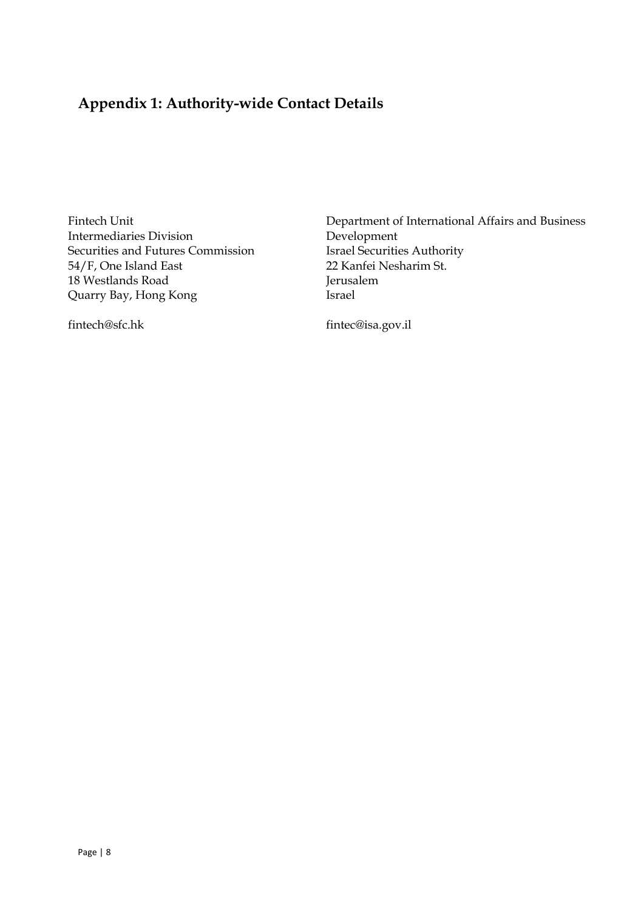## Appendix 1: Authority-wide Contact Details

Fintech Unit
Intermediaries Division
Securities and Futures Commission
54/F, One Island East
18 Westlands Road
Quarry Bay, Hong Kong

fintech@sfc.hk

Department of International Affairs and Business Development
Israel Securities Authority
22 Kanfei Nesharim St.
Jerusalem
Israel

fintec@isa.gov.il